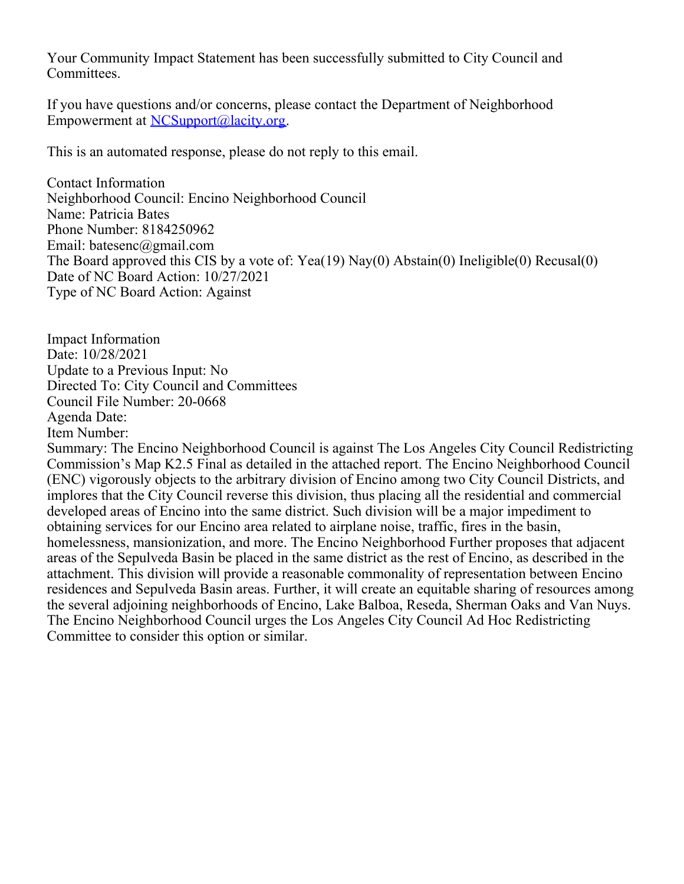Your Community Impact Statement has been successfully submitted to City Council and Committees.

If you have questions and/or concerns, please contact the Department of Neighborhood Empowerment at NCSupport@lacity.org.

This is an automated response, please do not reply to this email.

Contact Information
Neighborhood Council: Encino Neighborhood Council
Name: Patricia Bates
Phone Number: 8184250962
Email: batesenc@gmail.com
The Board approved this CIS by a vote of: Yea(19) Nay(0) Abstain(0) Ineligible(0) Recusal(0)
Date of NC Board Action: 10/27/2021
Type of NC Board Action: Against

Impact Information
Date: 10/28/2021
Update to a Previous Input: No
Directed To: City Council and Committees
Council File Number: 20-0668
Agenda Date:
Item Number:
Summary: The Encino Neighborhood Council is against The Los Angeles City Council Redistricting Commission's Map K2.5 Final as detailed in the attached report. The Encino Neighborhood Council (ENC) vigorously objects to the arbitrary division of Encino among two City Council Districts, and implores that the City Council reverse this division, thus placing all the residential and commercial developed areas of Encino into the same district. Such division will be a major impediment to obtaining services for our Encino area related to airplane noise, traffic, fires in the basin, homelessness, mansionization, and more. The Encino Neighborhood Further proposes that adjacent areas of the Sepulveda Basin be placed in the same district as the rest of Encino, as described in the attachment. This division will provide a reasonable commonality of representation between Encino residences and Sepulveda Basin areas. Further, it will create an equitable sharing of resources among the several adjoining neighborhoods of Encino, Lake Balboa, Reseda, Sherman Oaks and Van Nuys. The Encino Neighborhood Council urges the Los Angeles City Council Ad Hoc Redistricting Committee to consider this option or similar.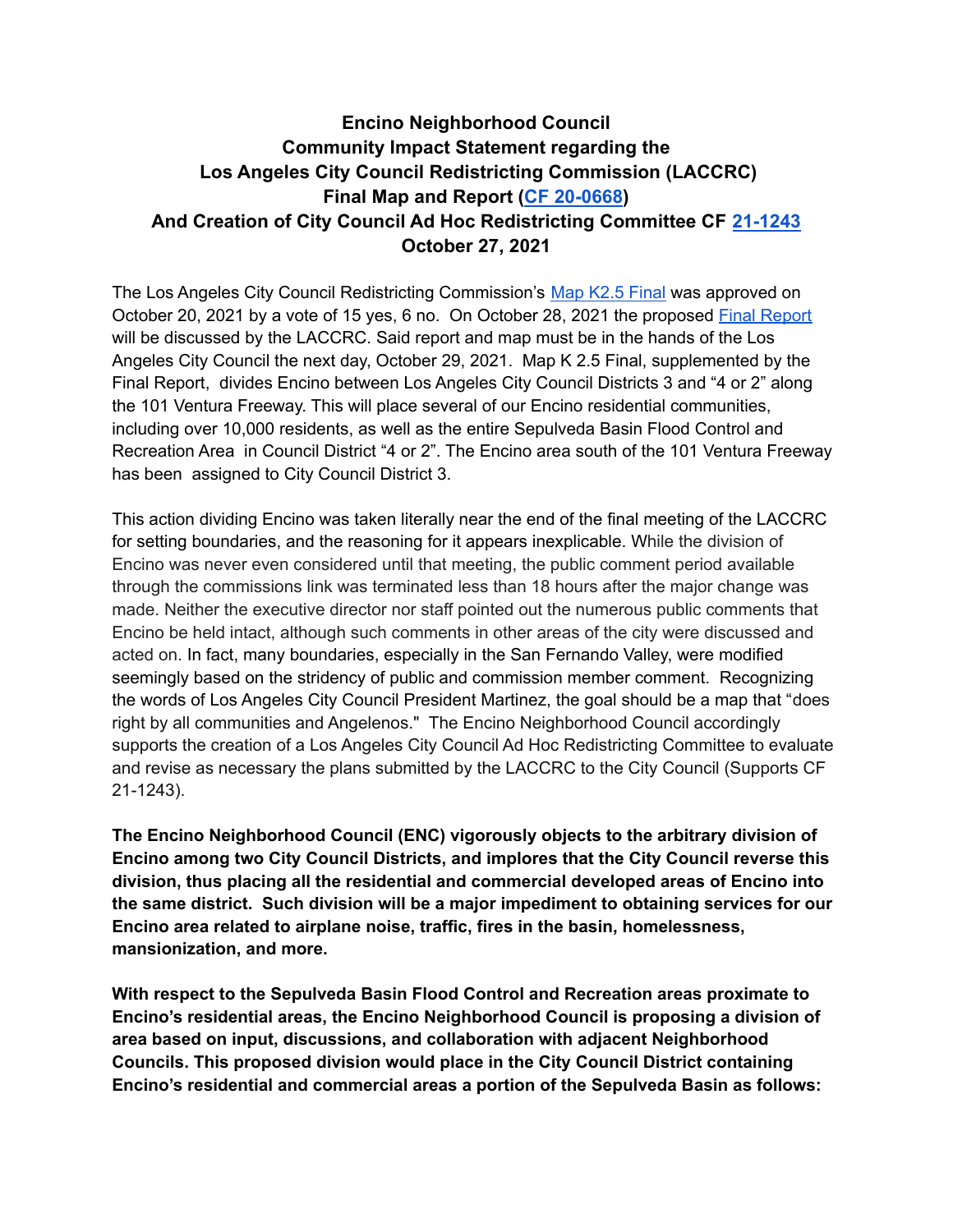**Encino Neighborhood Council**
**Community Impact Statement regarding the**
**Los Angeles City Council Redistricting Commission (LACCRC)**
**Final Map and Report (CF 20-0668)**
**And Creation of City Council Ad Hoc Redistricting Committee CF 21-1243**
**October 27, 2021**

The Los Angeles City Council Redistricting Commission's Map K2.5 Final was approved on October 20, 2021 by a vote of 15 yes, 6 no. On October 28, 2021 the proposed Final Report will be discussed by the LACCRC. Said report and map must be in the hands of the Los Angeles City Council the next day, October 29, 2021. Map K 2.5 Final, supplemented by the Final Report, divides Encino between Los Angeles City Council Districts 3 and "4 or 2" along the 101 Ventura Freeway. This will place several of our Encino residential communities, including over 10,000 residents, as well as the entire Sepulveda Basin Flood Control and Recreation Area in Council District "4 or 2". The Encino area south of the 101 Ventura Freeway has been assigned to City Council District 3.

This action dividing Encino was taken literally near the end of the final meeting of the LACCRC for setting boundaries, and the reasoning for it appears inexplicable. While the division of Encino was never even considered until that meeting, the public comment period available through the commissions link was terminated less than 18 hours after the major change was made. Neither the executive director nor staff pointed out the numerous public comments that Encino be held intact, although such comments in other areas of the city were discussed and acted on. In fact, many boundaries, especially in the San Fernando Valley, were modified seemingly based on the stridency of public and commission member comment. Recognizing the words of Los Angeles City Council President Martinez, the goal should be a map that "does right by all communities and Angelenos." The Encino Neighborhood Council accordingly supports the creation of a Los Angeles City Council Ad Hoc Redistricting Committee to evaluate and revise as necessary the plans submitted by the LACCRC to the City Council (Supports CF 21-1243).

**The Encino Neighborhood Council (ENC) vigorously objects to the arbitrary division of Encino among two City Council Districts, and implores that the City Council reverse this division, thus placing all the residential and commercial developed areas of Encino into the same district. Such division will be a major impediment to obtaining services for our Encino area related to airplane noise, traffic, fires in the basin, homelessness, mansionization, and more.**

**With respect to the Sepulveda Basin Flood Control and Recreation areas proximate to Encino's residential areas, the Encino Neighborhood Council is proposing a division of area based on input, discussions, and collaboration with adjacent Neighborhood Councils. This proposed division would place in the City Council District containing Encino's residential and commercial areas a portion of the Sepulveda Basin as follows:**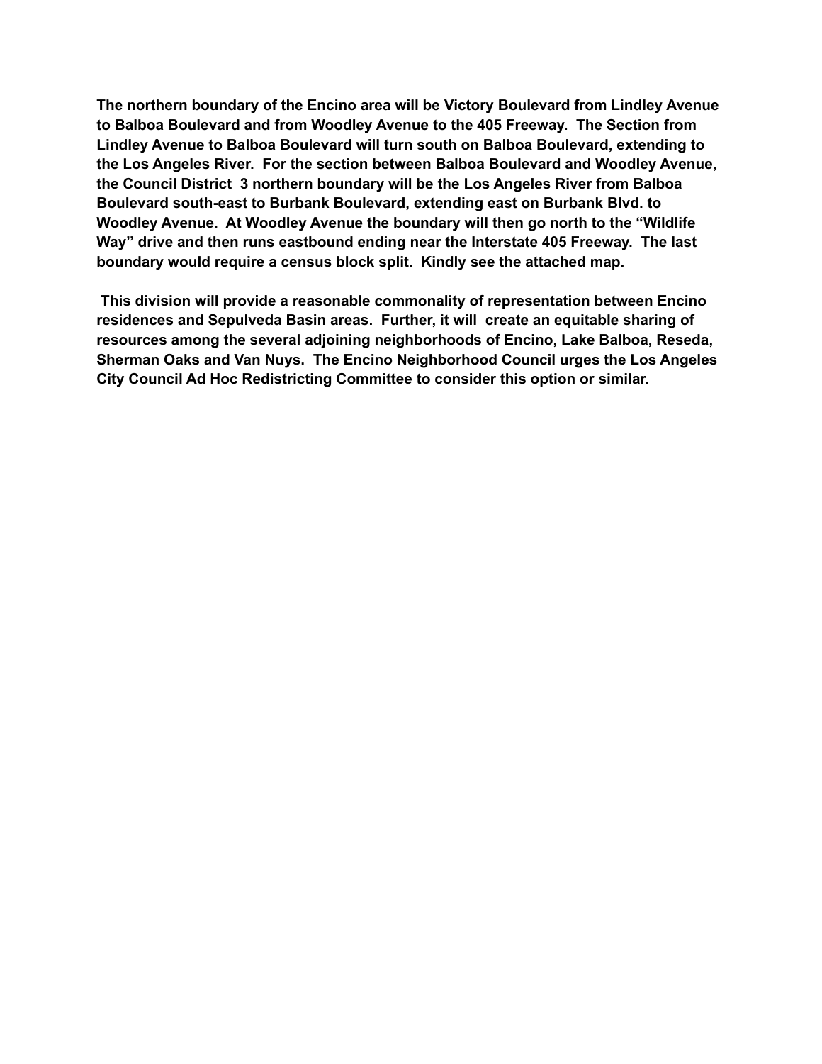**The northern boundary of the Encino area will be Victory Boulevard from Lindley Avenue to Balboa Boulevard and from Woodley Avenue to the 405 Freeway. The Section from Lindley Avenue to Balboa Boulevard will turn south on Balboa Boulevard, extending to the Los Angeles River. For the section between Balboa Boulevard and Woodley Avenue, the Council District 3 northern boundary will be the Los Angeles River from Balboa Boulevard south-east to Burbank Boulevard, extending east on Burbank Blvd. to Woodley Avenue. At Woodley Avenue the boundary will then go north to the "Wildlife Way" drive and then runs eastbound ending near the Interstate 405 Freeway. The last boundary would require a census block split. Kindly see the attached map.**

**This division will provide a reasonable commonality of representation between Encino residences and Sepulveda Basin areas. Further, it will create an equitable sharing of resources among the several adjoining neighborhoods of Encino, Lake Balboa, Reseda, Sherman Oaks and Van Nuys. The Encino Neighborhood Council urges the Los Angeles City Council Ad Hoc Redistricting Committee to consider this option or similar.**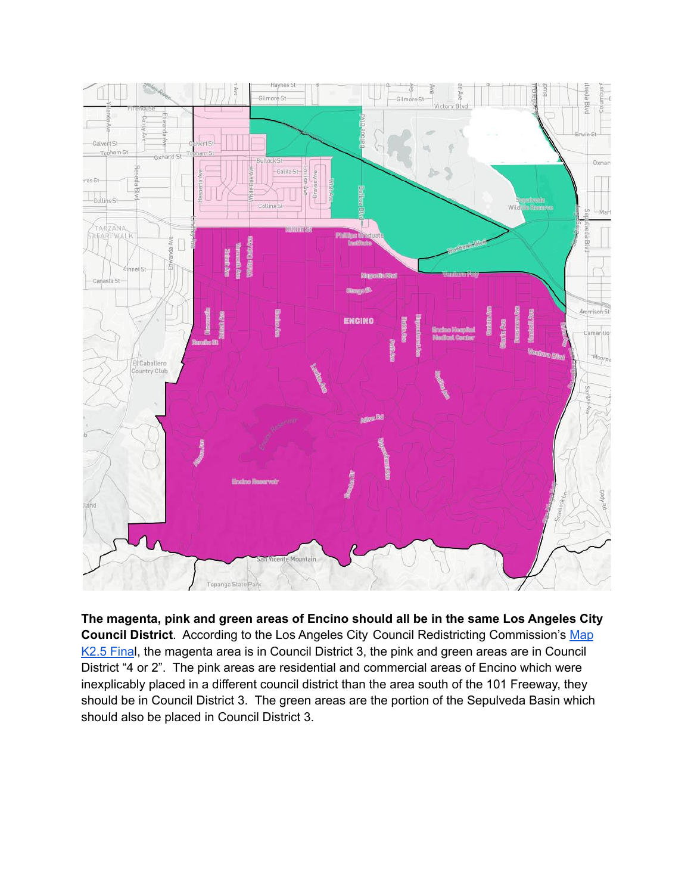**The magenta, pink and green areas of Encino should all be in the same Los Angeles City Council District**. According to the Los Angeles City Council Redistricting Commission's Map K2.5 Final, the magenta area is in Council District 3, the pink and green areas are in Council District "4 or 2". The pink areas are residential and commercial areas of Encino which were inexplicably placed in a different council district than the area south of the 101 Freeway, they should be in Council District 3. The green areas are the portion of the Sepulveda Basin which should also be placed in Council District 3.